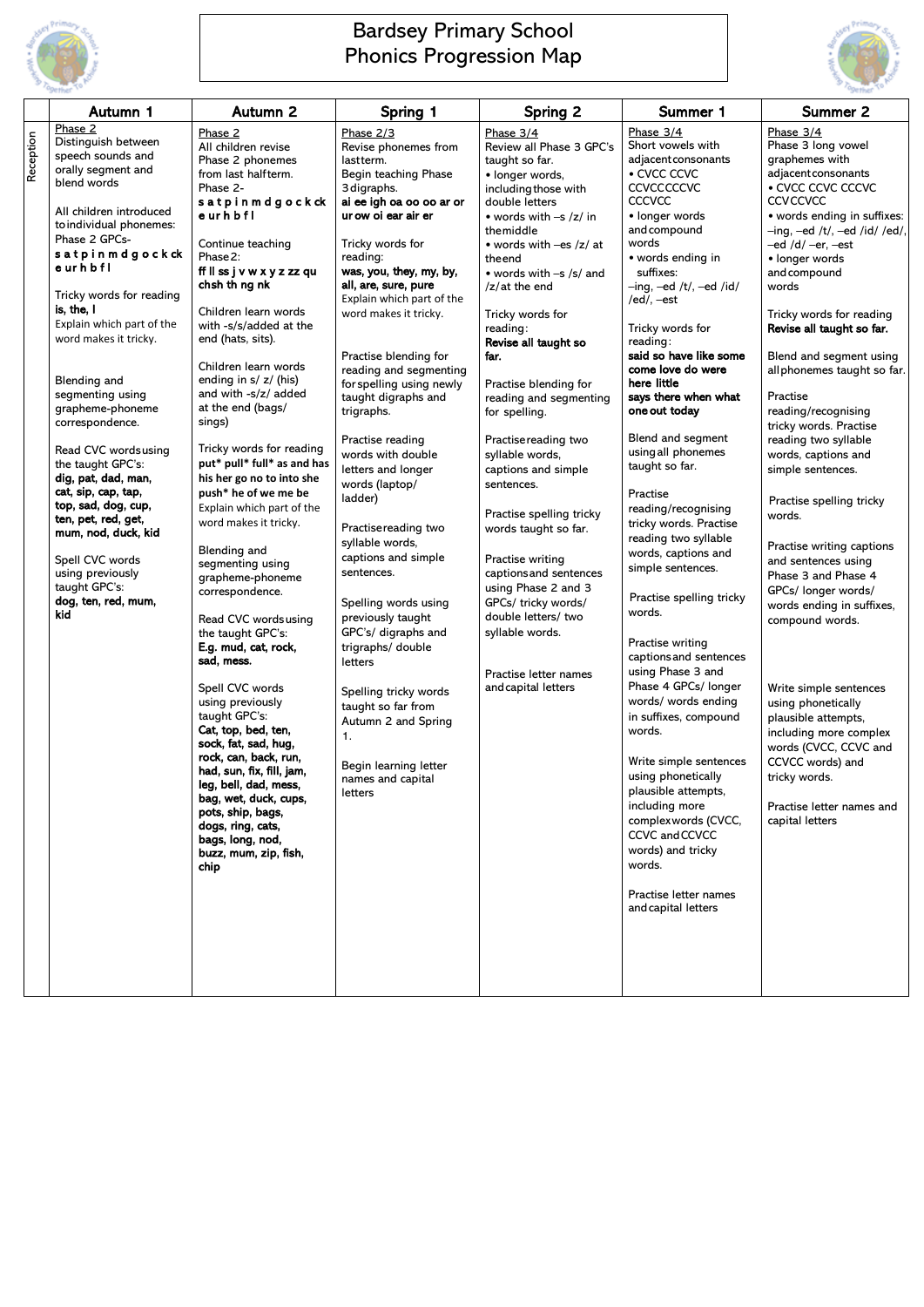# Bardsey Primary School
## Phonics Progression Map

| | Autumn 1 | Autumn 2 | Spring 1 | Spring 2 | Summer 1 | Summer 2 |
|---|---|---|---|---|---|---|
| Reception | Phase 2<br>Distinguish between speech sounds and orally segment and blend words<br><br>All children introduced to individual phonemes: Phase 2 GPCs- **s a t p i n m d g o c k ck e u r h b f l**<br><br>Tricky words for reading **is, the, I**<br>Explain which part of the word makes it tricky.<br><br>Blending and segmenting using grapheme-phoneme correspondence.<br><br>Read CVC words using the taught GPC's: **dig, pat, dad, man, cat, sip, cap, tap, top, sad, dog, cup, ten, pet, red, get, mum, nod, duck, kid**<br><br>Spell CVC words using previously taught GPC's: **dog, ten, red, mum, kid** | Phase 2<br>All children revise Phase 2 phonemes from last half term.<br>Phase 2- **s a t p i n m d g o c k ck e u r h b f l**<br><br>Continue teaching Phase 2: **ff ll ss j v w x y z zz qu ch sh th ng nk**<br><br>Children learn words with -s/s/added at the end (hats, sits).<br><br>Children learn words ending in s/ z/ (his) and with -s/z/ added at the end (bags/ sings)<br><br>Tricky words for reading **put\* pull\* full\* as and has his her go no to into she push\* he of we me be**<br>Explain which part of the word makes it tricky.<br><br>Blending and segmenting using grapheme-phoneme correspondence.<br><br>Read CVC words using the taught GPC's: **E.g. mud, cat, rock, sad, mess.**<br><br>Spell CVC words using previously taught GPC's: **Cat, top, bed, ten, sock, fat, sad, hug, rock, can, back, run, had, sun, fix, fill, jam, leg, bell, dad, mess, bag, wet, duck, cups, pots, ship, bags, dogs, ring, cats, bags, long, nod, buzz, mum, zip, fish, chip** | Phase 2/3<br>Revise phonemes from last term.<br>Begin teaching Phase 3 digraphs.<br>**ai ee igh oa oo oo ar or ur ow oi ear air er**<br><br>Tricky words for reading: **was, you, they, my, by, all, are, sure, pure**<br>Explain which part of the word makes it tricky.<br><br>Practise blending for reading and segmenting for spelling using newly taught digraphs and trigraphs.<br><br>Practise reading words with double letters and longer words (laptop/ ladder)<br><br>Practise reading two syllable words, captions and simple sentences.<br><br>Spelling words using previously taught GPC's/ digraphs and trigraphs/ double letters<br><br>Spelling tricky words taught so far from Autumn 2 and Spring 1.<br><br>Begin learning letter names and capital letters | Phase 3/4<br>Review all Phase 3 GPC's taught so far.<br>• longer words, including those with double letters<br>• words with –s /z/ in the middle<br>• words with –es /z/ at the end<br>• words with –s /s/ and /z/ at the end<br><br>Tricky words for reading: **Revise all taught so far.**<br><br>Practise blending for reading and segmenting for spelling.<br><br>Practise reading two syllable words, captions and simple sentences.<br><br>Practise spelling tricky words taught so far.<br><br>Practise writing captions and sentences using Phase 2 and 3 GPCs/ tricky words/ double letters/ two syllable words.<br><br>Practise letter names and capital letters | Phase 3/4<br>Short vowels with adjacent consonants<br>• CVCC CCVC CCVCC CCCVC CCCVCC<br>• longer words and compound words<br>• words ending in suffixes: –ing, –ed /t/, –ed /id/ /ed/, –est<br><br>Tricky words for reading: **said so have like some come love do were here little says there when what one out today**<br><br>Blend and segment using all phonemes taught so far.<br><br>Practise reading/recognising tricky words. Practise reading two syllable words, captions and simple sentences.<br><br>Practise spelling tricky words.<br><br>Practise writing captions and sentences using Phase 3 and Phase 4 GPCs/ longer words/ words ending in suffixes, compound words.<br><br>Write simple sentences using phonetically plausible attempts, including more complex words (CVCC, CCVC and CCVCC words) and tricky words.<br><br>Practise letter names and capital letters | Phase 3/4<br>Phase 3 long vowel graphemes with adjacent consonants<br>• CVCC CCVC CCCVC CCV CCVCC<br>• words ending in suffixes: –ing, –ed /t/, –ed /id/ /ed/, –ed /d/ –er, –est<br>• longer words and compound words<br><br>Tricky words for reading **Revise all taught so far.**<br><br>Blend and segment using all phonemes taught so far.<br><br>Practise reading/recognising tricky words. Practise reading two syllable words, captions and simple sentences.<br><br>Practise spelling tricky words.<br><br>Practise writing captions and sentences using Phase 3 and Phase 4 GPCs/ longer words/ words ending in suffixes, compound words.<br><br>Write simple sentences using phonetically plausible attempts, including more complex words (CVCC, CCVC and CCVCC words) and tricky words.<br><br>Practise letter names and capital letters |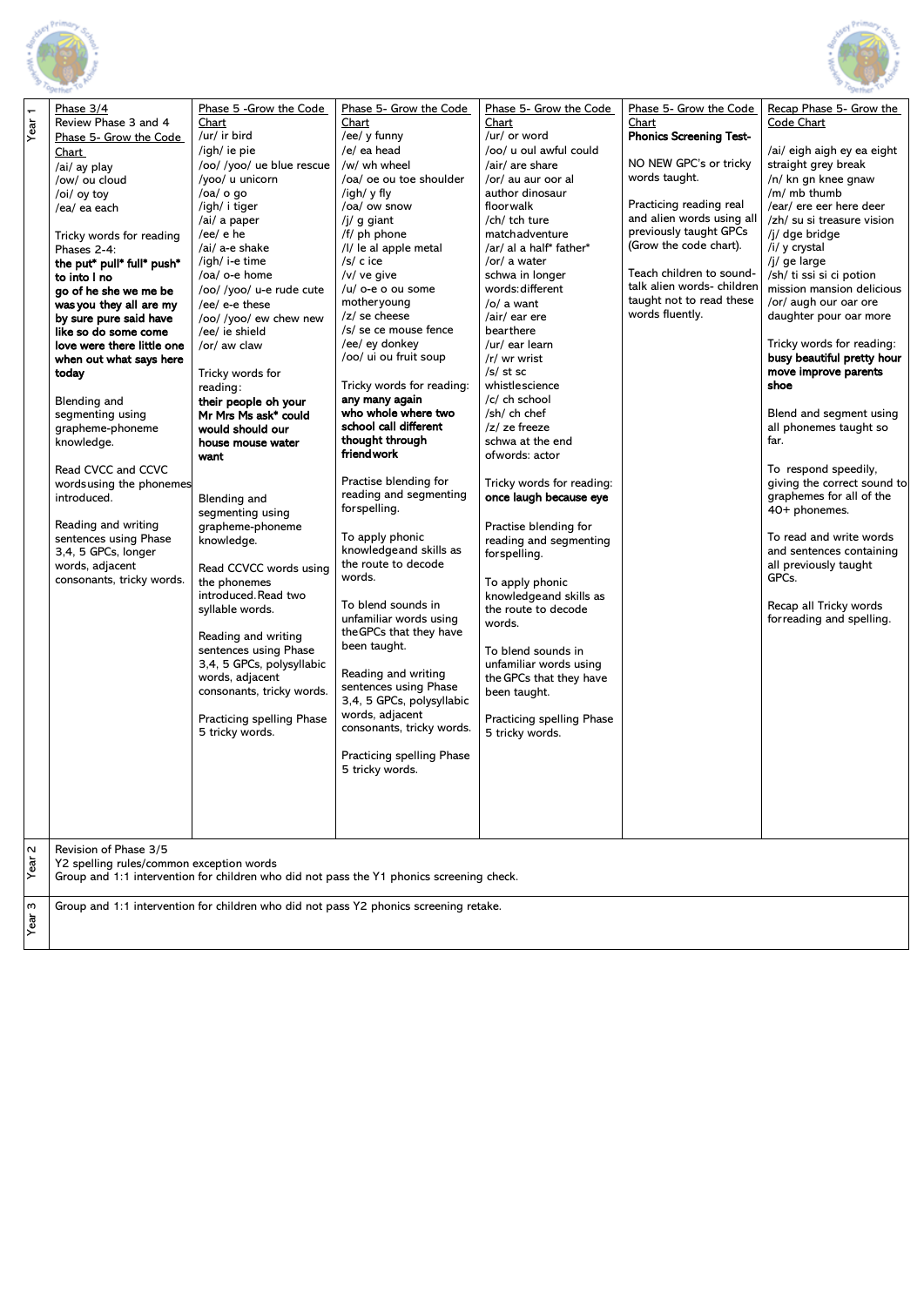| | | | | | | |
|---|---|---|---|---|---|---|
| Year 1 | Phase 3/4<br>Review Phase 3 and 4<br>Phase 5- Grow the Code Chart<br>/ai/ ay play<br>/ow/ ou cloud<br>/oi/ oy toy<br>/ea/ ea each<br><br>Tricky words for reading Phases 2-4:<br>**the put* pull* full* push* to into I no go of he she we me be was you they all are my by sure pure said have like so do some come love were there little one when out what says here today**<br><br>Blending and segmenting using grapheme-phoneme knowledge.<br><br>Read CVCC and CCVC wordsusing the phonemes introduced.<br><br>Reading and writing sentences using Phase 3,4, 5 GPCs, longer words, adjacent consonants, tricky words. | Phase 5 -Grow the Code Chart<br>/ur/ ir bird<br>/igh/ ie pie<br>/oo/ /yoo/ ue blue rescue<br>/yoo/ u unicorn<br>/oa/ o go<br>/igh/ i tiger<br>/ai/ a paper<br>/ee/ e he<br>/ai/ a-e shake<br>/igh/ i-e time<br>/oa/ o-e home<br>/oo/ /yoo/ u-e rude cute<br>/ee/ e-e these<br>/oo/ /yoo/ ew chew new<br>/ee/ ie shield<br>/or/ aw claw<br><br>Tricky words for reading:<br>**their people oh your Mr Mrs Ms ask* could would should our house mouse water want**<br><br>Blending and segmenting using grapheme-phoneme knowledge.<br><br>Read CCVCC words using the phonemes introduced.Read two syllable words.<br><br>Reading and writing sentences using Phase 3,4, 5 GPCs, polysyllabic words, adjacent consonants, tricky words.<br><br>Practicing spelling Phase 5 tricky words. | Phase 5- Grow the Code Chart<br>/ee/ y funny<br>/e/ ea head<br>/w/ wh wheel<br>/oa/ oe ou toe shoulder<br>/igh/ y fly<br>/oa/ ow snow<br>/j/ g giant<br>/f/ ph phone<br>/l/ le al apple metal<br>/s/ c ice<br>/v/ ve give<br>/u/ o-e o ou some motheryoung<br>/z/ se cheese<br>/s/ se ce mouse fence<br>/ee/ ey donkey<br>/oo/ ui ou fruit soup<br><br>Tricky words for reading:<br>**any many again who whole where two school call different thought through friendwork**<br><br>Practise blending for reading and segmenting forspelling.<br><br>To apply phonic knowledgeand skills as the route to decode words.<br><br>To blend sounds in unfamiliar words using theGPCs that they have been taught.<br><br>Reading and writing sentences using Phase 3,4, 5 GPCs, polysyllabic words, adjacent consonants, tricky words.<br><br>Practicing spelling Phase 5 tricky words. | Phase 5- Grow the Code Chart<br>/ur/ or word<br>/oo/ u oul awful could<br>/air/ are share<br>/or/ au aur oor al author dinosaur floorwalk<br>/ch/ tch ture matchadventure<br>/ar/ al a half* father*<br>/or/ a water<br>schwa in longer words:different<br>/o/ a want<br>/air/ ear ere bearthere<br>/ur/ ear learn<br>/r/ wr wrist<br>/s/ st sc whistlescience<br>/c/ ch school<br>/sh/ ch chef<br>/z/ ze freeze<br>schwa at the end ofwords: actor<br><br>Tricky words for reading:<br>**once laugh because eye**<br><br>Practise blending for reading and segmenting forspelling.<br><br>To apply phonic knowledgeand skills as the route to decode words.<br><br>To blend sounds in unfamiliar words using the GPCs that they have been taught.<br><br>Practicing spelling Phase 5 tricky words. | Phase 5- Grow the Code Chart<br>**Phonics Screening Test-**<br><br>NO NEW GPC's or tricky words taught.<br><br>Practicing reading real and alien words using all previously taught GPCs (Grow the code chart).<br><br>Teach children to sound-talk alien words- children taught not to read these words fluently. | Recap Phase 5- Grow the Code Chart<br><br>/ai/ eigh aigh ey ea eight straight grey break<br>/n/ kn gn knee gnaw<br>/m/ mb thumb<br>/ear/ ere eer here deer<br>/zh/ su si treasure vision<br>/j/ dge bridge<br>/i/ y crystal<br>/j/ ge large<br>/sh/ ti ssi si ci potion mission mansion delicious<br>/or/ augh our oar ore daughter pour oar more<br><br>Tricky words for reading:<br>**busy beautiful pretty hour move improve parents shoe**<br><br>Blend and segment using all phonemes taught so far.<br><br>To respond speedily, giving the correct sound to graphemes for all of the 40+ phonemes.<br><br>To read and write words and sentences containing all previously taught GPCs.<br><br>Recap all Tricky words forreading and spelling. |
| Year 2 | Revision of Phase 3/5<br>Y2 spelling rules/common exception words<br>Group and 1:1 intervention for children who did not pass the Y1 phonics screening check. | | | | | |
| Year 3 | Group and 1:1 intervention for children who did not pass Y2 phonics screening retake. | | | | | |